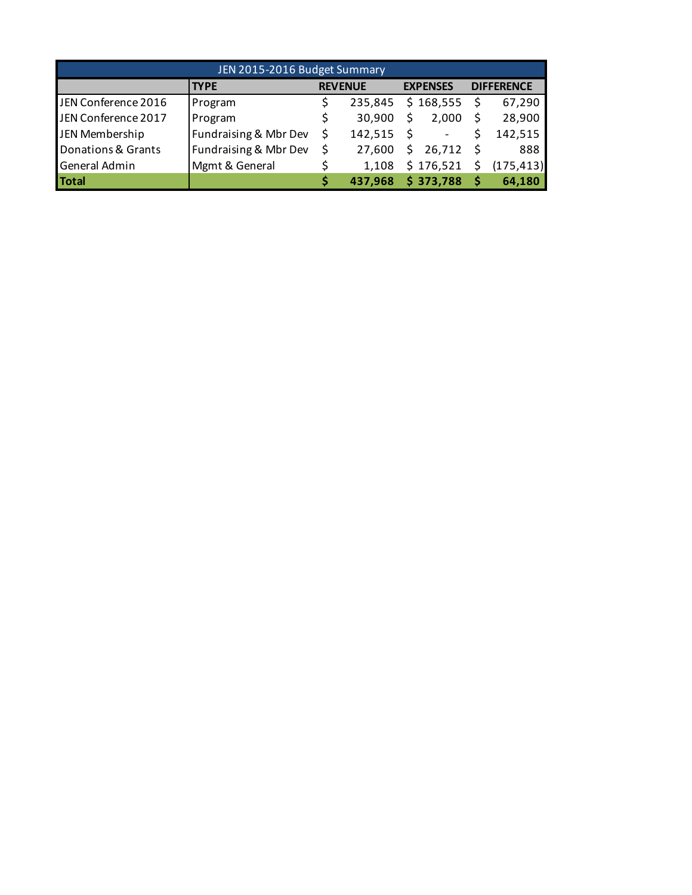| JEN 2015-2016 Budget Summary | | | | |
|---|---|---|---|---|
| | **TYPE** | **REVENUE** | **EXPENSES** | **DIFFERENCE** |
| JEN Conference 2016 | Program | $ 235,845 | $ 168,555 | $ 67,290 |
| JEN Conference 2017 | Program | $ 30,900 | $ 2,000 | $ 28,900 |
| JEN Membership | Fundraising & Mbr Dev | $ 142,515 | $ - | $ 142,515 |
| Donations & Grants | Fundraising & Mbr Dev | $ 27,600 | $ 26,712 | $ 888 |
| General Admin | Mgmt & General | $ 1,108 | $ 176,521 | $ (175,413) |
| **Total** | | **$ 437,968** | **$ 373,788** | **$ 64,180** |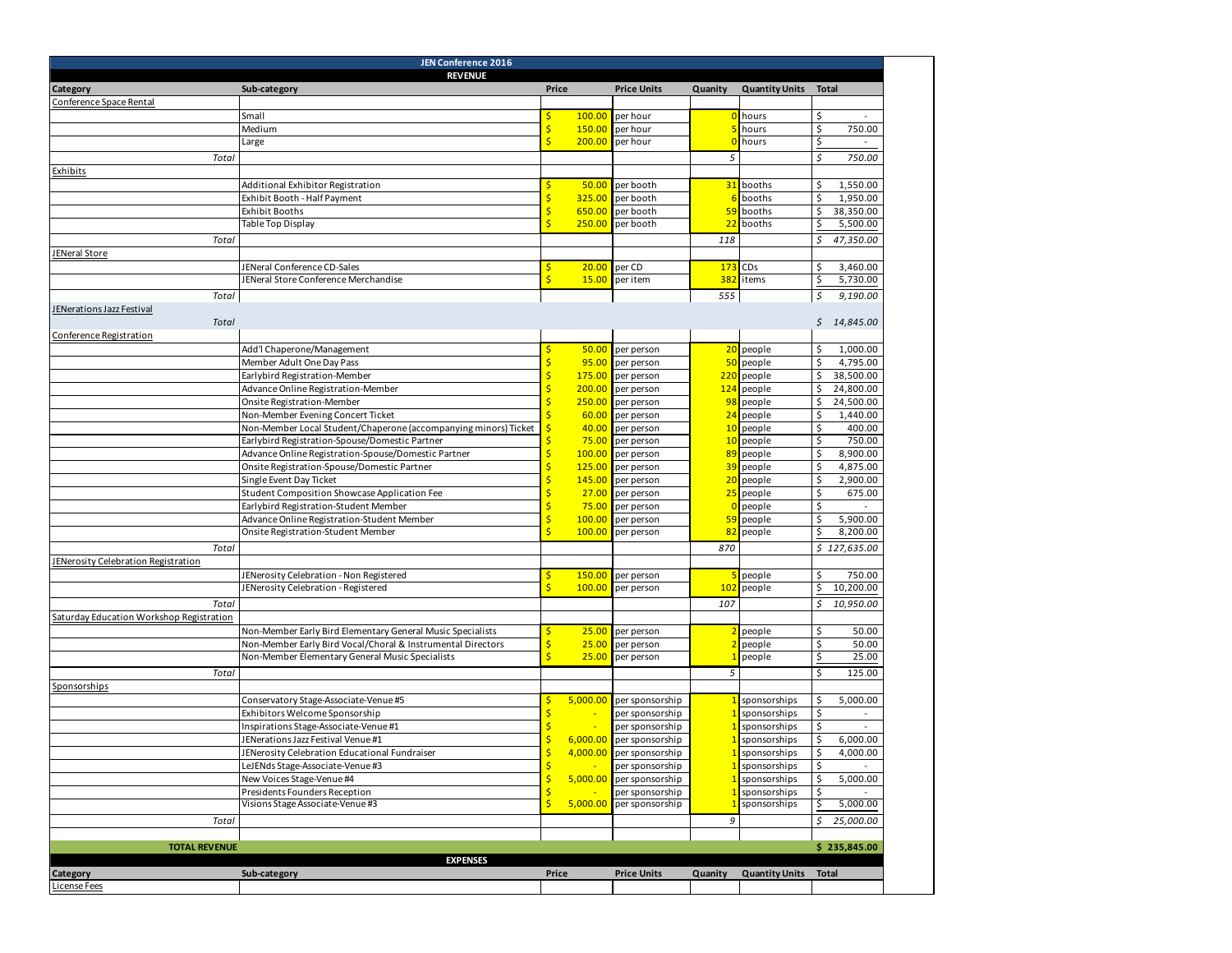| JEN Conference 2016 | | | | | | |
|---|---|---|---|---|---|---|
| **REVENUE** | | | | | | |
| **Category** | **Sub-category** | **Price** | **Price Units** | **Quanity** | **Quantity Units** | **Total** |
| Conference Space Rental | | | | | | |
| | Small | $ 100.00 | per hour | 0 | hours | $ - |
| | Medium | $ 150.00 | per hour | 5 | hours | $ 750.00 |
| | Large | $ 200.00 | per hour | 0 | hours | $ - |
| *Total* | | | | *5* | | *$ 750.00* |
| Exhibits | | | | | | |
| | Additional Exhibitor Registration | $ 50.00 | per booth | 31 | booths | $ 1,550.00 |
| | Exhibit Booth - Half Payment | $ 325.00 | per booth | 6 | booths | $ 1,950.00 |
| | Exhibit Booths | $ 650.00 | per booth | 59 | booths | $ 38,350.00 |
| | Table Top Display | $ 250.00 | per booth | 22 | booths | $ 5,500.00 |
| *Total* | | | | *118* | | *$ 47,350.00* |
| JENeral Store | | | | | | |
| | JENeral Conference CD-Sales | $ 20.00 | per CD | 173 | CDs | $ 3,460.00 |
| | JENeral Store Conference Merchandise | $ 15.00 | per item | 382 | items | $ 5,730.00 |
| *Total* | | | | *555* | | *$ 9,190.00* |
| JENerations Jazz Festival | | | | | | |
| *Total* | | | | | | *$ 14,845.00* |
| Conference Registration | | | | | | |
| | Add'l Chaperone/Management | $ 50.00 | per person | 20 | people | $ 1,000.00 |
| | Member Adult One Day Pass | $ 95.00 | per person | 50 | people | $ 4,795.00 |
| | Earlybird Registration-Member | $ 175.00 | per person | 220 | people | $ 38,500.00 |
| | Advance Online Registration-Member | $ 200.00 | per person | 124 | people | $ 24,800.00 |
| | Onsite Registration-Member | $ 250.00 | per person | 98 | people | $ 24,500.00 |
| | Non-Member Evening Concert Ticket | $ 60.00 | per person | 24 | people | $ 1,440.00 |
| | Non-Member Local Student/Chaperone (accompanying minors) Ticket | $ 40.00 | per person | 10 | people | $ 400.00 |
| | Earlybird Registration-Spouse/Domestic Partner | $ 75.00 | per person | 10 | people | $ 750.00 |
| | Advance Online Registration-Spouse/Domestic Partner | $ 100.00 | per person | 89 | people | $ 8,900.00 |
| | Onsite Registration-Spouse/Domestic Partner | $ 125.00 | per person | 39 | people | $ 4,875.00 |
| | Single Event Day Ticket | $ 145.00 | per person | 20 | people | $ 2,900.00 |
| | Student Composition Showcase Application Fee | $ 27.00 | per person | 25 | people | $ 675.00 |
| | Earlybird Registration-Student Member | $ 75.00 | per person | 0 | people | $ - |
| | Advance Online Registration-Student Member | $ 100.00 | per person | 59 | people | $ 5,900.00 |
| | Onsite Registration-Student Member | $ 100.00 | per person | 82 | people | $ 8,200.00 |
| *Total* | | | | *870* | | *$ 127,635.00* |
| JENerosity Celebration Registration | | | | | | |
| | JENerosity Celebration - Non Registered | $ 150.00 | per person | 5 | people | $ 750.00 |
| | JENerosity Celebration - Registered | $ 100.00 | per person | 102 | people | $ 10,200.00 |
| *Total* | | | | *107* | | *$ 10,950.00* |
| Saturday Education Workshop Registration | | | | | | |
| | Non-Member Early Bird Elementary General Music Specialists | $ 25.00 | per person | 2 | people | $ 50.00 |
| | Non-Member Early Bird Vocal/Choral & Instrumental Directors | $ 25.00 | per person | 2 | people | $ 50.00 |
| | Non-Member Elementary General Music Specialists | $ 25.00 | per person | 1 | people | $ 25.00 |
| *Total* | | | | *5* | | *$ 125.00* |
| Sponsorships | | | | | | |
| | Conservatory Stage-Associate-Venue #5 | $ 5,000.00 | per sponsorship | 1 | sponsorships | $ 5,000.00 |
| | Exhibitors Welcome Sponsorship | $ - | per sponsorship | 1 | sponsorships | $ - |
| | Inspirations Stage-Associate-Venue #1 | $ - | per sponsorship | 1 | sponsorships | $ - |
| | JENerations Jazz Festival Venue #1 | $ 6,000.00 | per sponsorship | 1 | sponsorships | $ 6,000.00 |
| | JENerosity Celebration Educational Fundraiser | $ 4,000.00 | per sponsorship | 1 | sponsorships | $ 4,000.00 |
| | LeJENds Stage-Associate-Venue #3 | $ - | per sponsorship | 1 | sponsorships | $ - |
| | New Voices Stage-Venue #4 | $ 5,000.00 | per sponsorship | 1 | sponsorships | $ 5,000.00 |
| | Presidents Founders Reception | $ - | per sponsorship | 1 | sponsorships | $ - |
| | Visions Stage Associate-Venue #3 | $ 5,000.00 | per sponsorship | 1 | sponsorships | $ 5,000.00 |
| *Total* | | | | *9* | | *$ 25,000.00* |
| **TOTAL REVENUE** | | | | | | **$ 235,845.00** |
| **EXPENSES** | | | | | | |
| **Category** | **Sub-category** | **Price** | **Price Units** | **Quanity** | **Quantity Units** | **Total** |
| License Fees | | | | | | |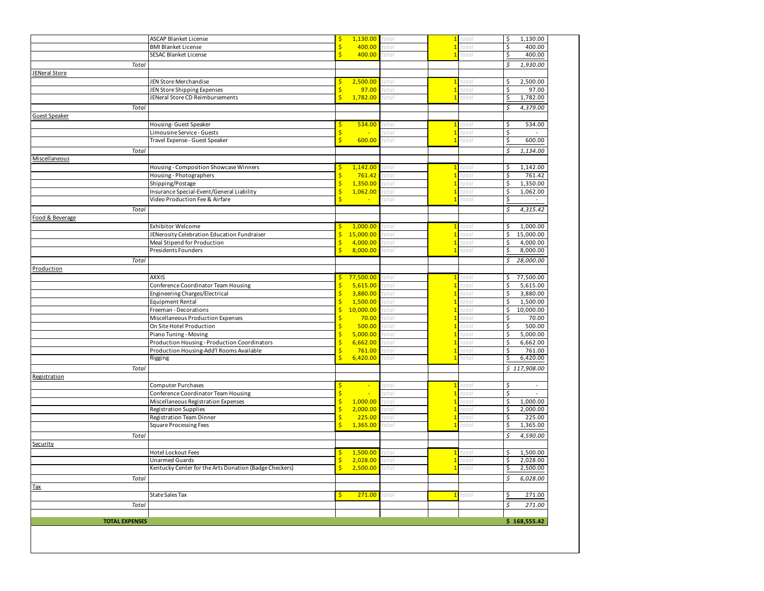| | | | | | | |
|---|---|---|---|---|---|---|
| | ASCAP Blanket License | $ 1,130.00 | total | 1 | total | $ 1,130.00 |
| | BMI Blanket License | $ 400.00 | total | 1 | total | $ 400.00 |
| | SESAC Blanket License | $ 400.00 | total | 1 | total | $ 400.00 |
| *Total* | | | | | | *$ 1,930.00* |
| JENeral Store | | | | | | |
| | JEN Store Merchandise | $ 2,500.00 | total | 1 | total | $ 2,500.00 |
| | JEN Store Shipping Expenses | $ 97.00 | total | 1 | total | $ 97.00 |
| | JENeral Store CD Reimbursements | $ 1,782.00 | total | 1 | total | $ 1,782.00 |
| *Total* | | | | | | *$ 4,379.00* |
| Guest Speaker | | | | | | |
| | Housing- Guest Speaker | $ 534.00 | total | 1 | total | $ 534.00 |
| | Limousine Service - Guests | $ - | total | 1 | total | $ - |
| | Travel Expense - Guest Speaker | $ 600.00 | total | 1 | total | $ 600.00 |
| *Total* | | | | | | *$ 1,134.00* |
| Miscellaneous | | | | | | |
| | Housing - Composition Showcase Winners | $ 1,142.00 | total | 1 | total | $ 1,142.00 |
| | Housing - Photographers | $ 761.42 | total | 1 | total | $ 761.42 |
| | Shipping/Postage | $ 1,350.00 | total | 1 | total | $ 1,350.00 |
| | Insurance Special-Event/General Liability | $ 1,062.00 | total | 1 | total | $ 1,062.00 |
| | Video Production Fee & Airfare | $ - | total | 1 | total | $ - |
| *Total* | | | | | | *$ 4,315.42* |
| Food & Beverage | | | | | | |
| | Exhibitor Welcome | $ 1,000.00 | total | 1 | total | $ 1,000.00 |
| | JENerosity Celebration Education Fundraiser | $ 15,000.00 | total | 1 | total | $ 15,000.00 |
| | Meal Stipend for Production | $ 4,000.00 | total | 1 | total | $ 4,000.00 |
| | Presidents Founders | $ 8,000.00 | total | 1 | total | $ 8,000.00 |
| *Total* | | | | | | *$ 28,000.00* |
| Production | | | | | | |
| | AXXIS | $ 77,500.00 | total | 1 | total | $ 77,500.00 |
| | Conference Coordinator Team Housing | $ 5,615.00 | total | 1 | total | $ 5,615.00 |
| | Engineering Charges/Electrical | $ 3,880.00 | total | 1 | total | $ 3,880.00 |
| | Equipment Rental | $ 1,500.00 | total | 1 | total | $ 1,500.00 |
| | Freeman - Decorations | $ 10,000.00 | total | 1 | total | $ 10,000.00 |
| | Miscellaneous Production Expenses | $ 70.00 | total | 1 | total | $ 70.00 |
| | On Site Hotel Production | $ 500.00 | total | 1 | total | $ 500.00 |
| | Piano Tuning - Moving | $ 5,000.00 | total | 1 | total | $ 5,000.00 |
| | Production Housing - Production Coordinators | $ 6,662.00 | total | 1 | total | $ 6,662.00 |
| | Production Housing-Add'l Rooms Available | $ 761.00 | total | 1 | total | $ 761.00 |
| | Rigging | $ 6,420.00 | total | 1 | total | $ 6,420.00 |
| *Total* | | | | | | *$ 117,908.00* |
| Registration | | | | | | |
| | Computer Purchases | $ - | total | 1 | total | $ - |
| | Conference Coordinator Team Housing | $ - | total | 1 | total | $ - |
| | Miscellaneous Registration Expenses | $ 1,000.00 | total | 1 | total | $ 1,000.00 |
| | Registration Supplies | $ 2,000.00 | total | 1 | total | $ 2,000.00 |
| | Registration Team Dinner | $ 225.00 | total | 1 | total | $ 225.00 |
| | Square Processing Fees | $ 1,365.00 | total | 1 | total | $ 1,365.00 |
| *Total* | | | | | | *$ 4,590.00* |
| Security | | | | | | |
| | Hotel Lockout Fees | $ 1,500.00 | total | 1 | total | $ 1,500.00 |
| | Unarmed Guards | $ 2,028.00 | total | 1 | total | $ 2,028.00 |
| | Kentucky Center for the Arts Donation (Badge Checkers) | $ 2,500.00 | total | 1 | total | $ 2,500.00 |
| *Total* | | | | | | *$ 6,028.00* |
| Tax | | | | | | |
| | State Sales Tax | $ 271.00 | total | 1 | total | $ 271.00 |
| *Total* | | | | | | *$ 271.00* |
| **TOTAL EXPENSES** | | | | | | **$ 168,555.42** |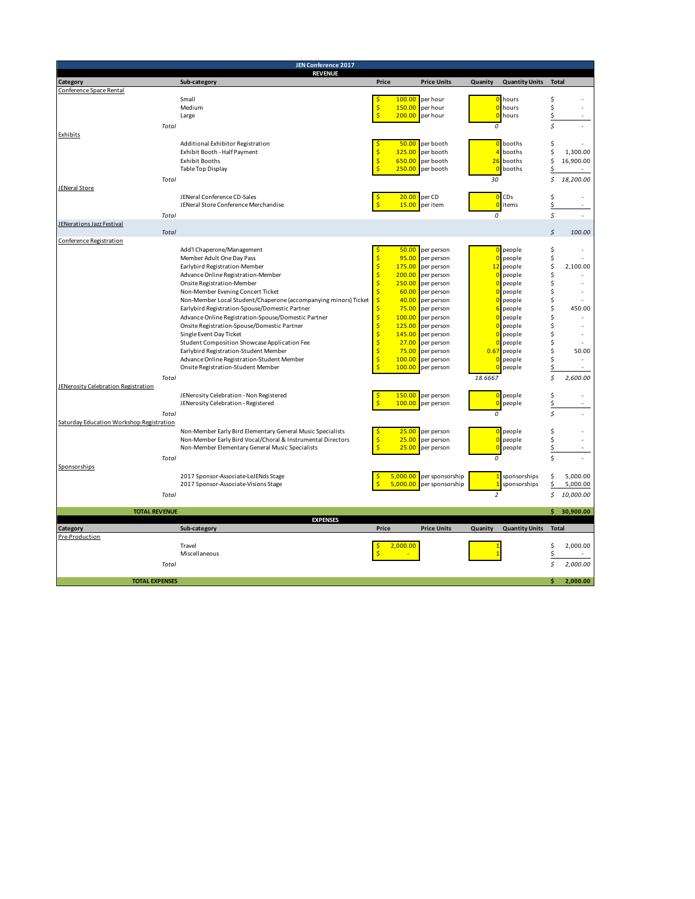| JEN Conference 2017 | | | | | | |
|---|---|---|---|---|---|---|
| **REVENUE** | | | | | | |
| **Category** | **Sub-category** | **Price** | **Price Units** | **Quanity** | **Quantity Units** | **Total** |
| Conference Space Rental | | | | | | |
| | Small | $ 100.00 | per hour | 0 | hours | $ - |
| | Medium | $ 150.00 | per hour | 0 | hours | $ - |
| | Large | $ 200.00 | per hour | 0 | hours | $ - |
| *Total* | | | | *0* | | *$ -* |
| Exhibits | | | | | | |
| | Additional Exhibitor Registration | $ 50.00 | per booth | 0 | booths | $ - |
| | Exhibit Booth - Half Payment | $ 325.00 | per booth | 4 | booths | $ 1,300.00 |
| | Exhibit Booths | $ 650.00 | per booth | 26 | booths | $ 16,900.00 |
| | Table Top Display | $ 250.00 | per booth | 0 | booths | $ - |
| *Total* | | | | *30* | | *$ 18,200.00* |
| JENeral Store | | | | | | |
| | JENeral Conference CD-Sales | $ 20.00 | per CD | 0 | CDs | $ - |
| | JENeral Store Conference Merchandise | $ 15.00 | per item | 0 | items | $ - |
| *Total* | | | | *0* | | *$ -* |
| JENerations Jazz Festival | | | | | | |
| *Total* | | | | | | *$ 100.00* |
| Conference Registration | | | | | | |
| | Add'l Chaperone/Management | $ 50.00 | per person | 0 | people | $ - |
| | Member Adult One Day Pass | $ 95.00 | per person | 0 | people | $ - |
| | Earlybird Registration-Member | $ 175.00 | per person | 12 | people | $ 2,100.00 |
| | Advance Online Registration-Member | $ 200.00 | per person | 0 | people | $ - |
| | Onsite Registration-Member | $ 250.00 | per person | 0 | people | $ - |
| | Non-Member Evening Concert Ticket | $ 60.00 | per person | 0 | people | $ - |
| | Non-Member Local Student/Chaperone (accompanying minors) Ticket | $ 40.00 | per person | 0 | people | $ - |
| | Earlybird Registration-Spouse/Domestic Partner | $ 75.00 | per person | 6 | people | $ 450.00 |
| | Advance Online Registration-Spouse/Domestic Partner | $ 100.00 | per person | 0 | people | $ - |
| | Onsite Registration-Spouse/Domestic Partner | $ 125.00 | per person | 0 | people | $ - |
| | Single Event Day Ticket | $ 145.00 | per person | 0 | people | $ - |
| | Student Composition Showcase Application Fee | $ 27.00 | per person | 0 | people | $ - |
| | Earlybird Registration-Student Member | $ 75.00 | per person | 0.67 | people | $ 50.00 |
| | Advance Online Registration-Student Member | $ 100.00 | per person | 0 | people | $ - |
| | Onsite Registration-Student Member | $ 100.00 | per person | 0 | people | $ - |
| *Total* | | | | *18.6667* | | *$ 2,600.00* |
| JENerosity Celebration Registration | | | | | | |
| | JENerosity Celebration - Non Registered | $ 150.00 | per person | 0 | people | $ - |
| | JENerosity Celebration - Registered | $ 100.00 | per person | 0 | people | $ - |
| *Total* | | | | *0* | | *$ -* |
| Saturday Education Workshop Registration | | | | | | |
| | Non-Member Early Bird Elementary General Music Specialists | $ 25.00 | per person | 0 | people | $ - |
| | Non-Member Early Bird Vocal/Choral & Instrumental Directors | $ 25.00 | per person | 0 | people | $ - |
| | Non-Member Elementary General Music Specialists | $ 25.00 | per person | 0 | people | $ - |
| *Total* | | | | *0* | | *$ -* |
| Sponsorships | | | | | | |
| | 2017 Sponsor-Associate-LeJENds Stage | $ 5,000.00 | per sponsorship | 1 | sponsorships | $ 5,000.00 |
| | 2017 Sponsor-Associate-Visions Stage | $ 5,000.00 | per sponsorship | 1 | sponsorships | $ 5,000.00 |
| *Total* | | | | *2* | | *$ 10,000.00* |
| **TOTAL REVENUE** | | | | | | **$ 30,900.00** |

| **EXPENSES** | | | | | | |
|---|---|---|---|---|---|---|
| **Category** | **Sub-category** | **Price** | **Price Units** | **Quanity** | **Quantity Units** | **Total** |
| Pre-Production | | | | | | |
| | Travel | $ 2,000.00 | | 1 | | $ 2,000.00 |
| | Miscellaneous | $ - | | 1 | | $ - |
| *Total* | | | | | | *$ 2,000.00* |
| **TOTAL EXPENSES** | | | | | | **$ 2,000.00** |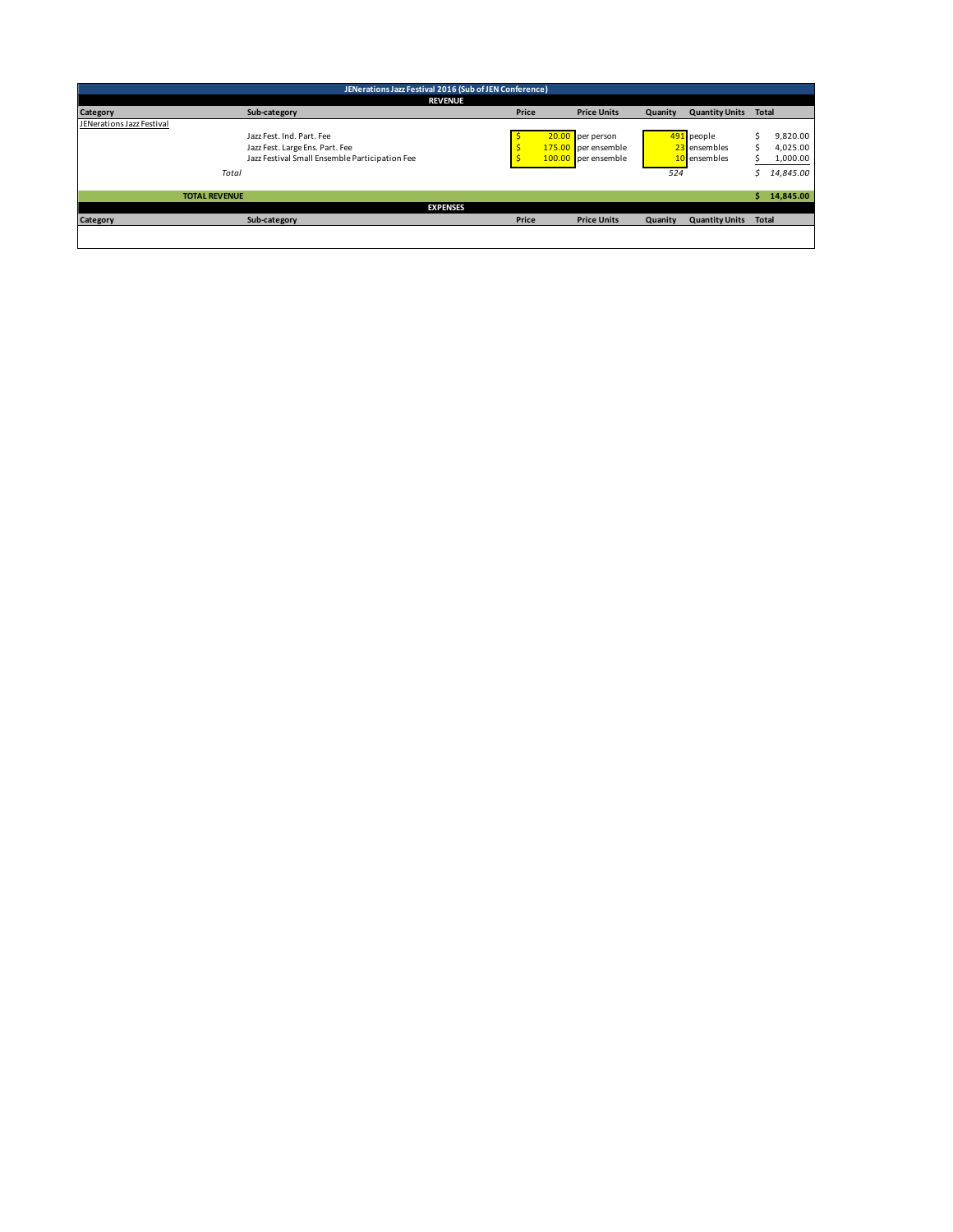# JENerations Jazz Festival 2016 (Sub of JEN Conference)

## REVENUE

| Category | Sub-category | Price | Price Units | Quanity | Quantity Units | Total |
|---|---|---|---|---|---|---|
| JENerations Jazz Festival | | | | | | |
| | Jazz Fest. Ind. Part. Fee | $ 20.00 | per person | 491 | people | $ 9,820.00 |
| | Jazz Fest. Large Ens. Part. Fee | $ 175.00 | per ensemble | 23 | ensembles | $ 4,025.00 |
| | Jazz Festival Small Ensemble Participation Fee | $ 100.00 | per ensemble | 10 | ensembles | $ 1,000.00 |
| *Total* | | | | *524* | | *$ 14,845.00* |
| **TOTAL REVENUE** | | | | | | **$ 14,845.00** |

## EXPENSES

| Category | Sub-category | Price | Price Units | Quanity | Quantity Units | Total |
|---|---|---|---|---|---|---|
| | | | | | | |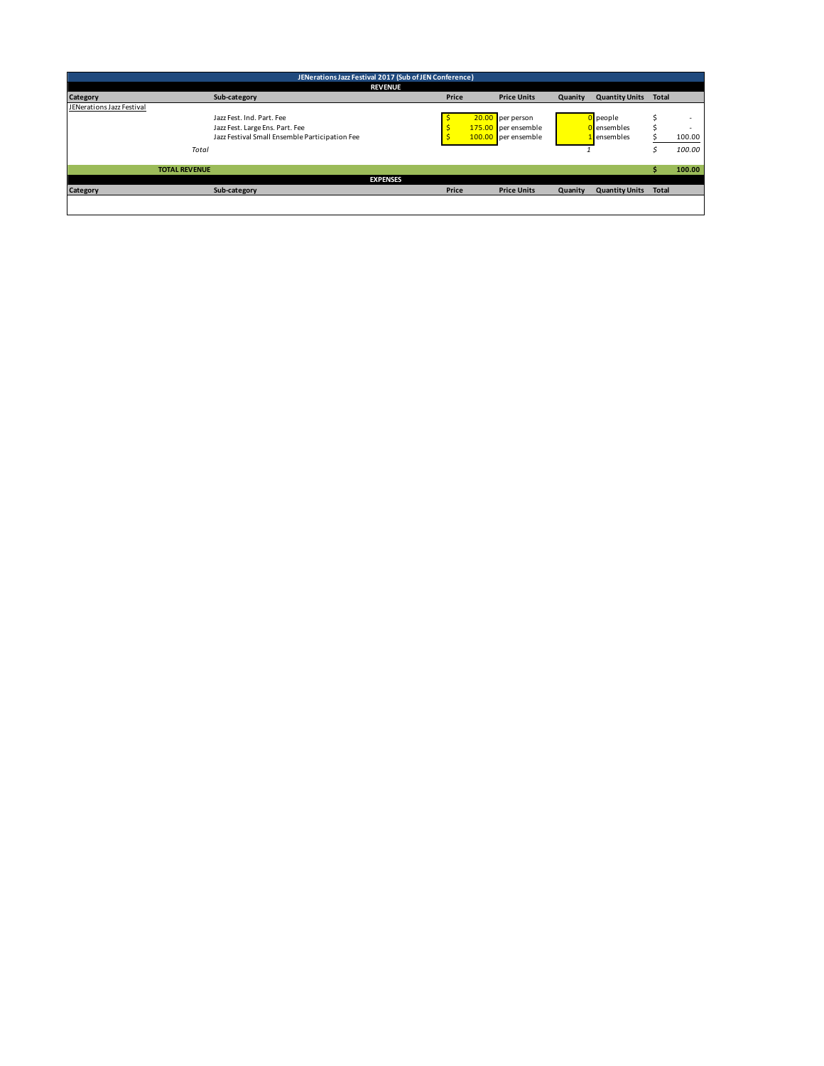| JENerations Jazz Festival 2017 (Sub of JEN Conference) | | | | | | |
|---|---|---|---|---|---|---|
| **REVENUE** | | | | | | |
| **Category** | **Sub-category** | **Price** | **Price Units** | **Quanity** | **Quantity Units** | **Total** |
| JENerations Jazz Festival | | | | | | |
| | Jazz Fest. Ind. Part. Fee | $ 20.00 | per person | 0 | people | $ - |
| | Jazz Fest. Large Ens. Part. Fee | $ 175.00 | per ensemble | 0 | ensembles | $ - |
| | Jazz Festival Small Ensemble Participation Fee | $ 100.00 | per ensemble | 1 | ensembles | $ 100.00 |
| *Total* | | | | *1* | | *$ 100.00* |
| **TOTAL REVENUE** | | | | | | **$ 100.00** |
| **EXPENSES** | | | | | | |
| **Category** | **Sub-category** | **Price** | **Price Units** | **Quanity** | **Quantity Units** | **Total** |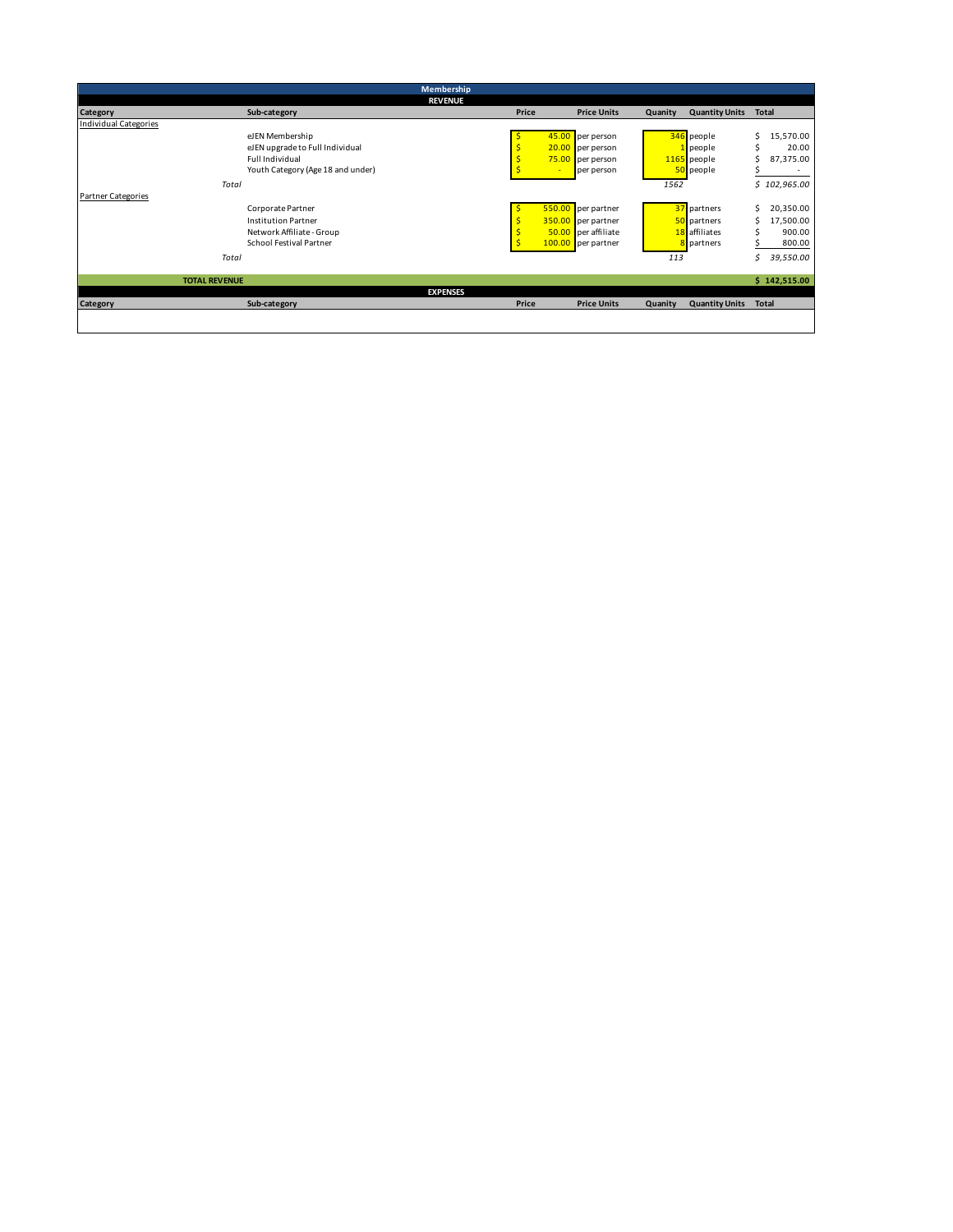| Membership | | | | | | |
|---|---|---|---|---|---|---|
| **REVENUE** | | | | | | |
| **Category** | **Sub-category** | **Price** | **Price Units** | **Quanity** | **Quantity Units** | **Total** |
| Individual Categories | | | | | | |
| | eJEN Membership | $ 45.00 | per person | 346 | people | $ 15,570.00 |
| | eJEN upgrade to Full Individual | $ 20.00 | per person | 1 | people | $ 20.00 |
| | Full Individual | $ 75.00 | per person | 1165 | people | $ 87,375.00 |
| | Youth Category (Age 18 and under) | $ - | per person | 50 | people | $ - |
| *Total* | | | | *1562* | | *$ 102,965.00* |
| Partner Categories | | | | | | |
| | Corporate Partner | $ 550.00 | per partner | 37 | partners | $ 20,350.00 |
| | Institution Partner | $ 350.00 | per partner | 50 | partners | $ 17,500.00 |
| | Network Affiliate - Group | $ 50.00 | per affiliate | 18 | affiliates | $ 900.00 |
| | School Festival Partner | $ 100.00 | per partner | 8 | partners | $ 800.00 |
| *Total* | | | | *113* | | *$ 39,550.00* |
| **TOTAL REVENUE** | | | | | | **$ 142,515.00** |
| **EXPENSES** | | | | | | |
| **Category** | **Sub-category** | **Price** | **Price Units** | **Quanity** | **Quantity Units** | **Total** |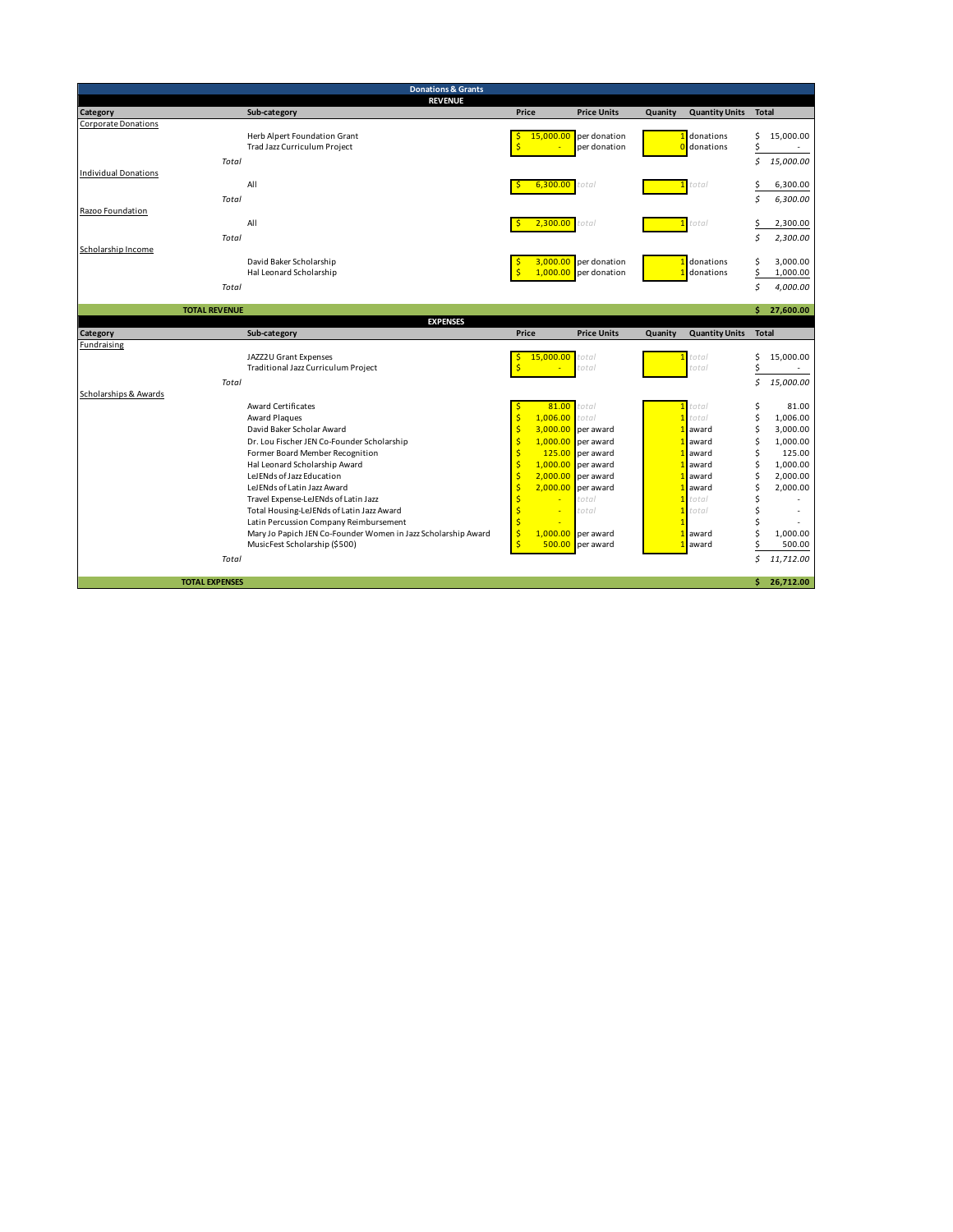## Donations & Grants

### REVENUE

| Category | | Sub-category | Price | Price Units | Quanity | Quantity Units | Total |
|---|---|---|---|---|---|---|---|
| Corporate Donations | | | | | | | |
| | | Herb Alpert Foundation Grant | $ 15,000.00 | per donation | 1 | donations | $ 15,000.00 |
| | | Trad Jazz Curriculum Project | $ - | per donation | 0 | donations | $ - |
| | *Total* | | | | | | *$ 15,000.00* |
| Individual Donations | | | | | | | |
| | | All | $ 6,300.00 | *total* | 1 | *total* | $ 6,300.00 |
| | *Total* | | | | | | *$ 6,300.00* |
| Razoo Foundation | | | | | | | |
| | | All | $ 2,300.00 | *total* | 1 | *total* | $ 2,300.00 |
| | *Total* | | | | | | *$ 2,300.00* |
| Scholarship Income | | | | | | | |
| | | David Baker Scholarship | $ 3,000.00 | per donation | 1 | donations | $ 3,000.00 |
| | | Hal Leonard Scholarship | $ 1,000.00 | per donation | 1 | donations | $ 1,000.00 |
| | *Total* | | | | | | *$ 4,000.00* |
| | **TOTAL REVENUE** | | | | | | **$ 27,600.00** |

### EXPENSES

| Category | | Sub-category | Price | Price Units | Quanity | Quantity Units | Total |
|---|---|---|---|---|---|---|---|
| Fundraising | | | | | | | |
| | | JAZZ2U Grant Expenses | $ 15,000.00 | *total* | 1 | *total* | $ 15,000.00 |
| | | Traditional Jazz Curriculum Project | $ - | *total* | | *total* | $ - |
| | *Total* | | | | | | *$ 15,000.00* |
| Scholarships & Awards | | | | | | | |
| | | Award Certificates | $ 81.00 | *total* | 1 | *total* | $ 81.00 |
| | | Award Plaques | $ 1,006.00 | *total* | 1 | *total* | $ 1,006.00 |
| | | David Baker Scholar Award | $ 3,000.00 | per award | 1 | award | $ 3,000.00 |
| | | Dr. Lou Fischer JEN Co-Founder Scholarship | $ 1,000.00 | per award | 1 | award | $ 1,000.00 |
| | | Former Board Member Recognition | $ 125.00 | per award | 1 | award | $ 125.00 |
| | | Hal Leonard Scholarship Award | $ 1,000.00 | per award | 1 | award | $ 1,000.00 |
| | | LeJENds of Jazz Education | $ 2,000.00 | per award | 1 | award | $ 2,000.00 |
| | | LeJENds of Latin Jazz Award | $ 2,000.00 | per award | 1 | award | $ 2,000.00 |
| | | Travel Expense-LeJENds of Latin Jazz | $ - | *total* | 1 | *total* | $ - |
| | | Total Housing-LeJENds of Latin Jazz Award | $ - | *total* | 1 | *total* | $ - |
| | | Latin Percussion Company Reimbursement | $ - | | 1 | | $ - |
| | | Mary Jo Papich JEN Co-Founder Women in Jazz Scholarship Award | $ 1,000.00 | per award | 1 | award | $ 1,000.00 |
| | | MusicFest Scholarship ($500) | $ 500.00 | per award | 1 | award | $ 500.00 |
| | *Total* | | | | | | *$ 11,712.00* |
| | **TOTAL EXPENSES** | | | | | | **$ 26,712.00** |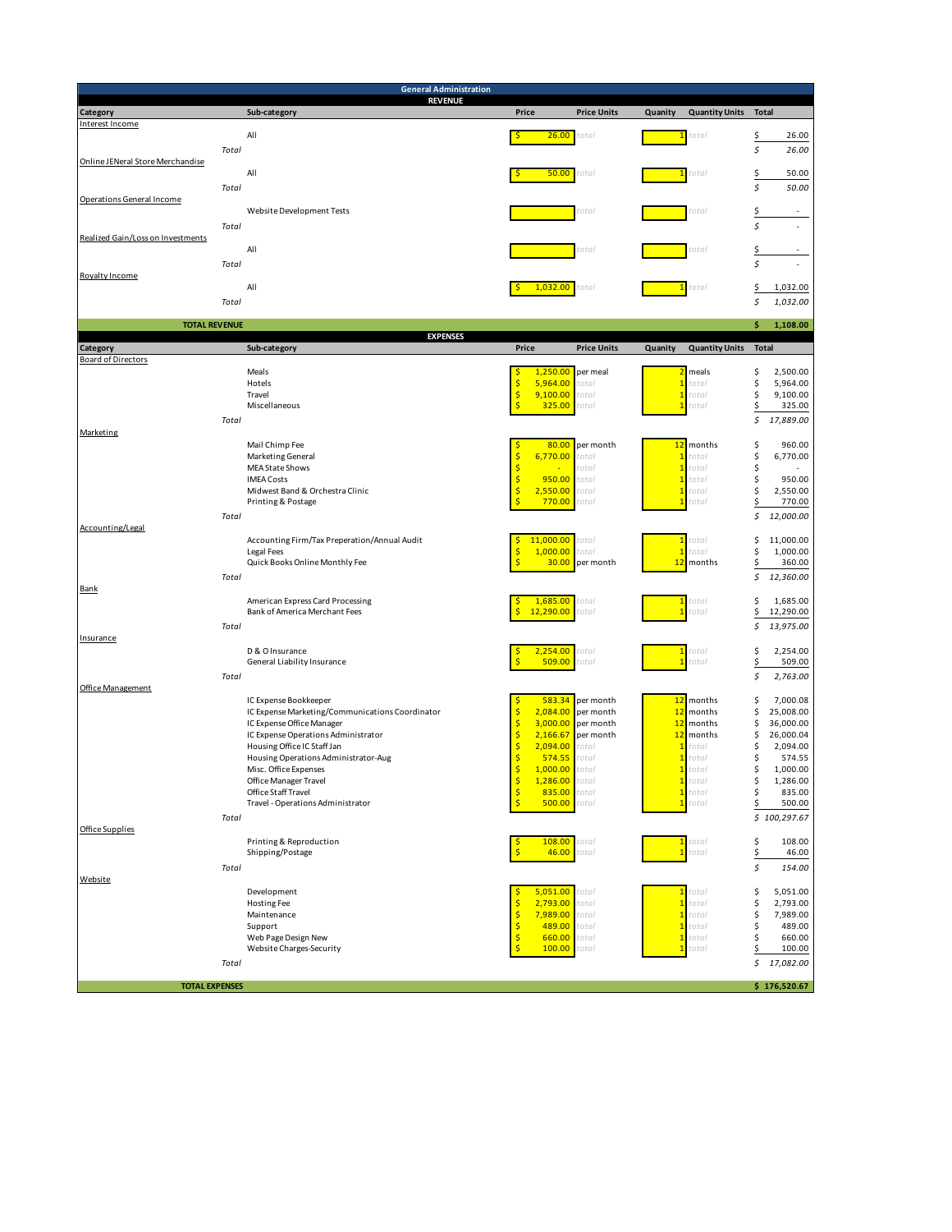## General Administration

### REVENUE

| Category | Sub-category | Price | Price Units | Quanity | Quantity Units | Total |
|---|---|---|---|---|---|---|
| Interest Income | | | | | | |
| | All | $ 26.00 | total | 1 | total | $ 26.00 |
| | *Total* | | | | | *$ 26.00* |
| Online JENeral Store Merchandise | | | | | | |
| | All | $ 50.00 | total | 1 | total | $ 50.00 |
| | *Total* | | | | | *$ 50.00* |
| Operations General Income | | | | | | |
| | Website Development Tests | | total | | total | $ - |
| | *Total* | | | | | *$ -* |
| Realized Gain/Loss on Investments | | | | | | |
| | All | | total | | total | $ - |
| | *Total* | | | | | *$ -* |
| Royalty Income | | | | | | |
| | All | $ 1,032.00 | total | 1 | total | $ 1,032.00 |
| | *Total* | | | | | *$ 1,032.00* |
| **TOTAL REVENUE** | | | | | | **$ 1,108.00** |

### EXPENSES

| Category | Sub-category | Price | Price Units | Quanity | Quantity Units | Total |
|---|---|---|---|---|---|---|
| Board of Directors | | | | | | |
| | Meals | $ 1,250.00 | per meal | 2 | meals | $ 2,500.00 |
| | Hotels | $ 5,964.00 | total | 1 | total | $ 5,964.00 |
| | Travel | $ 9,100.00 | total | 1 | total | $ 9,100.00 |
| | Miscellaneous | $ 325.00 | total | 1 | total | $ 325.00 |
| | *Total* | | | | | *$ 17,889.00* |
| Marketing | | | | | | |
| | Mail Chimp Fee | $ 80.00 | per month | 12 | months | $ 960.00 |
| | Marketing General | $ 6,770.00 | total | 1 | total | $ 6,770.00 |
| | MEA State Shows | $ - | total | 1 | total | $ - |
| | IMEA Costs | $ 950.00 | total | 1 | total | $ 950.00 |
| | Midwest Band & Orchestra Clinic | $ 2,550.00 | total | 1 | total | $ 2,550.00 |
| | Printing & Postage | $ 770.00 | total | 1 | total | $ 770.00 |
| | *Total* | | | | | *$ 12,000.00* |
| Accounting/Legal | | | | | | |
| | Accounting Firm/Tax Preperation/Annual Audit | $ 11,000.00 | total | 1 | total | $ 11,000.00 |
| | Legal Fees | $ 1,000.00 | total | 1 | total | $ 1,000.00 |
| | Quick Books Online Monthly Fee | $ 30.00 | per month | 12 | months | $ 360.00 |
| | *Total* | | | | | *$ 12,360.00* |
| Bank | | | | | | |
| | American Express Card Processing | $ 1,685.00 | total | 1 | total | $ 1,685.00 |
| | Bank of America Merchant Fees | $ 12,290.00 | total | 1 | total | $ 12,290.00 |
| | *Total* | | | | | *$ 13,975.00* |
| Insurance | | | | | | |
| | D & O Insurance | $ 2,254.00 | total | 1 | total | $ 2,254.00 |
| | General Liability Insurance | $ 509.00 | total | 1 | total | $ 509.00 |
| | *Total* | | | | | *$ 2,763.00* |
| Office Management | | | | | | |
| | IC Expense Bookkeeper | $ 583.34 | per month | 12 | months | $ 7,000.08 |
| | IC Expense Marketing/Communications Coordinator | $ 2,084.00 | per month | 12 | months | $ 25,008.00 |
| | IC Expense Office Manager | $ 3,000.00 | per month | 12 | months | $ 36,000.00 |
| | IC Expense Operations Administrator | $ 2,166.67 | per month | 12 | months | $ 26,000.04 |
| | Housing Office IC Staff Jan | $ 2,094.00 | total | 1 | total | $ 2,094.00 |
| | Housing Operations Administrator-Aug | $ 574.55 | total | 1 | total | $ 574.55 |
| | Misc. Office Expenses | $ 1,000.00 | total | 1 | total | $ 1,000.00 |
| | Office Manager Travel | $ 1,286.00 | total | 1 | total | $ 1,286.00 |
| | Office Staff Travel | $ 835.00 | total | 1 | total | $ 835.00 |
| | Travel - Operations Administrator | $ 500.00 | total | 1 | total | $ 500.00 |
| | *Total* | | | | | *$ 100,297.67* |
| Office Supplies | | | | | | |
| | Printing & Reproduction | $ 108.00 | total | 1 | total | $ 108.00 |
| | Shipping/Postage | $ 46.00 | total | 1 | total | $ 46.00 |
| | *Total* | | | | | *$ 154.00* |
| Website | | | | | | |
| | Development | $ 5,051.00 | total | 1 | total | $ 5,051.00 |
| | Hosting Fee | $ 2,793.00 | total | 1 | total | $ 2,793.00 |
| | Maintenance | $ 7,989.00 | total | 1 | total | $ 7,989.00 |
| | Support | $ 489.00 | total | 1 | total | $ 489.00 |
| | Web Page Design New | $ 660.00 | total | 1 | total | $ 660.00 |
| | Website Charges-Security | $ 100.00 | total | 1 | total | $ 100.00 |
| | *Total* | | | | | *$ 17,082.00* |
| **TOTAL EXPENSES** | | | | | | **$ 176,520.67** |